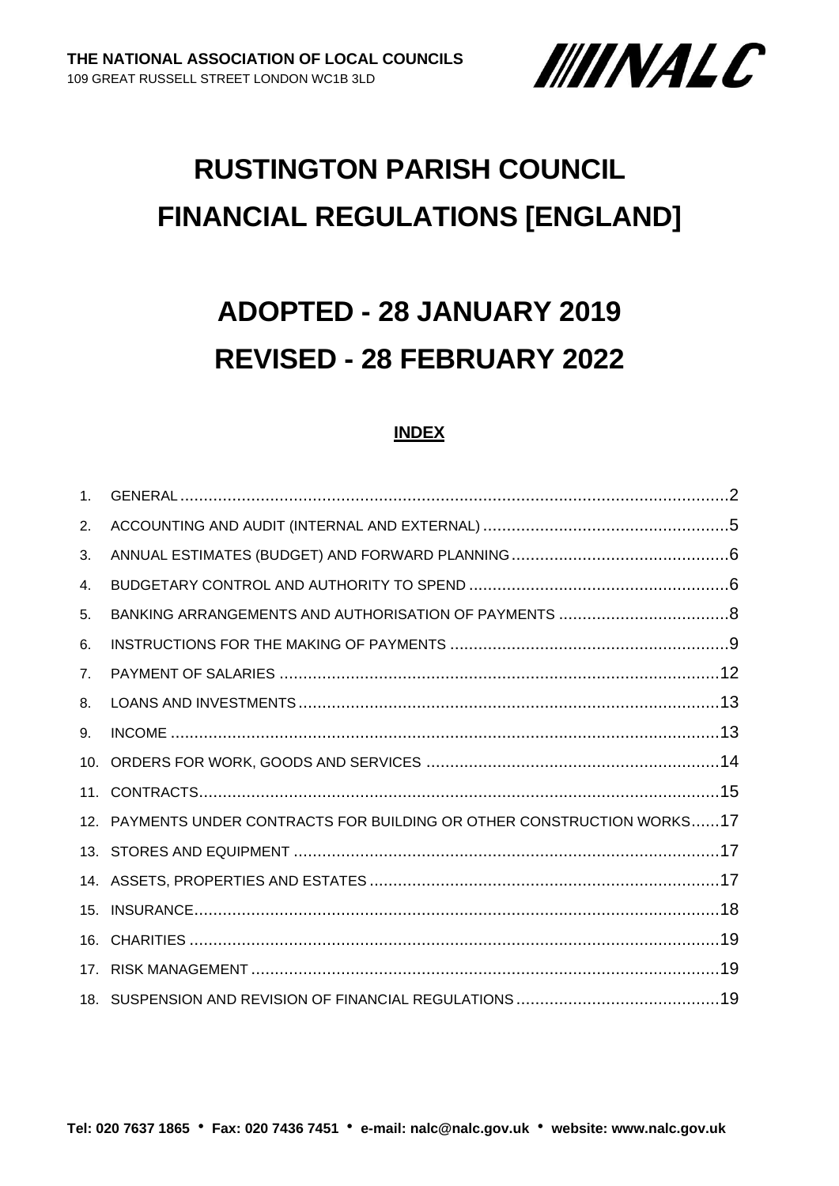**THE NATIONAL ASSOCIATION OF LOCAL COUNCILS**
109 GREAT RUSSELL STREET LONDON WC1B 3LD

////NALC

# RUSTINGTON PARISH COUNCIL
# FINANCIAL REGULATIONS [ENGLAND]

## ADOPTED - 28 JANUARY 2019
## REVISED - 28 FEBRUARY 2022

**INDEX**

1. GENERAL ....... 2
2. ACCOUNTING AND AUDIT (INTERNAL AND EXTERNAL) ....... 5
3. ANNUAL ESTIMATES (BUDGET) AND FORWARD PLANNING ....... 6
4. BUDGETARY CONTROL AND AUTHORITY TO SPEND ....... 6
5. BANKING ARRANGEMENTS AND AUTHORISATION OF PAYMENTS ....... 8
6. INSTRUCTIONS FOR THE MAKING OF PAYMENTS ....... 9
7. PAYMENT OF SALARIES ....... 12
8. LOANS AND INVESTMENTS ....... 13
9. INCOME ....... 13
10. ORDERS FOR WORK, GOODS AND SERVICES ....... 14
11. CONTRACTS ....... 15
12. PAYMENTS UNDER CONTRACTS FOR BUILDING OR OTHER CONSTRUCTION WORKS ....... 17
13. STORES AND EQUIPMENT ....... 17
14. ASSETS, PROPERTIES AND ESTATES ....... 17
15. INSURANCE ....... 18
16. CHARITIES ....... 19
17. RISK MANAGEMENT ....... 19
18. SUSPENSION AND REVISION OF FINANCIAL REGULATIONS ....... 19

**Tel: 020 7637 1865 • Fax: 020 7436 7451 • e-mail: nalc@nalc.gov.uk • website: www.nalc.gov.uk**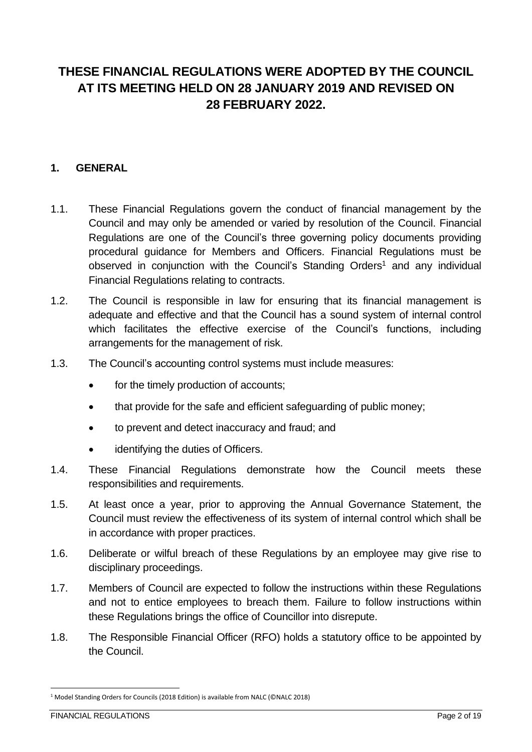# THESE FINANCIAL REGULATIONS WERE ADOPTED BY THE COUNCIL AT ITS MEETING HELD ON 28 JANUARY 2019 AND REVISED ON 28 FEBRUARY 2022.

## 1. GENERAL

1.1. These Financial Regulations govern the conduct of financial management by the Council and may only be amended or varied by resolution of the Council. Financial Regulations are one of the Council's three governing policy documents providing procedural guidance for Members and Officers. Financial Regulations must be observed in conjunction with the Council's Standing Orders[1] and any individual Financial Regulations relating to contracts.

1.2. The Council is responsible in law for ensuring that its financial management is adequate and effective and that the Council has a sound system of internal control which facilitates the effective exercise of the Council's functions, including arrangements for the management of risk.

1.3. The Council's accounting control systems must include measures:

- for the timely production of accounts;
- that provide for the safe and efficient safeguarding of public money;
- to prevent and detect inaccuracy and fraud; and
- identifying the duties of Officers.

1.4. These Financial Regulations demonstrate how the Council meets these responsibilities and requirements.

1.5. At least once a year, prior to approving the Annual Governance Statement, the Council must review the effectiveness of its system of internal control which shall be in accordance with proper practices.

1.6. Deliberate or wilful breach of these Regulations by an employee may give rise to disciplinary proceedings.

1.7. Members of Council are expected to follow the instructions within these Regulations and not to entice employees to breach them. Failure to follow instructions within these Regulations brings the office of Councillor into disrepute.

1.8. The Responsible Financial Officer (RFO) holds a statutory office to be appointed by the Council.

---

[1] Model Standing Orders for Councils (2018 Edition) is available from NALC (©NALC 2018)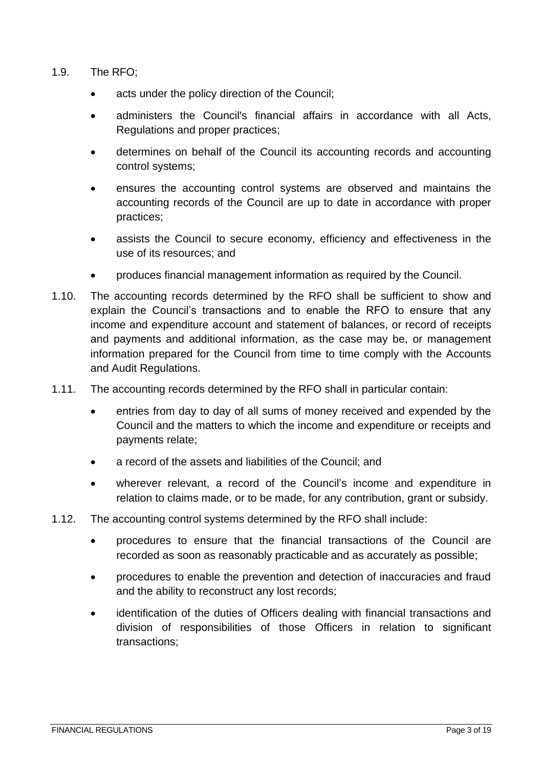1.9. The RFO;

- acts under the policy direction of the Council;
- administers the Council's financial affairs in accordance with all Acts, Regulations and proper practices;
- determines on behalf of the Council its accounting records and accounting control systems;
- ensures the accounting control systems are observed and maintains the accounting records of the Council are up to date in accordance with proper practices;
- assists the Council to secure economy, efficiency and effectiveness in the use of its resources; and
- produces financial management information as required by the Council.

1.10. The accounting records determined by the RFO shall be sufficient to show and explain the Council's transactions and to enable the RFO to ensure that any income and expenditure account and statement of balances, or record of receipts and payments and additional information, as the case may be, or management information prepared for the Council from time to time comply with the Accounts and Audit Regulations.

1.11. The accounting records determined by the RFO shall in particular contain:

- entries from day to day of all sums of money received and expended by the Council and the matters to which the income and expenditure or receipts and payments relate;
- a record of the assets and liabilities of the Council; and
- wherever relevant, a record of the Council's income and expenditure in relation to claims made, or to be made, for any contribution, grant or subsidy.

1.12. The accounting control systems determined by the RFO shall include:

- procedures to ensure that the financial transactions of the Council are recorded as soon as reasonably practicable and as accurately as possible;
- procedures to enable the prevention and detection of inaccuracies and fraud and the ability to reconstruct any lost records;
- identification of the duties of Officers dealing with financial transactions and division of responsibilities of those Officers in relation to significant transactions;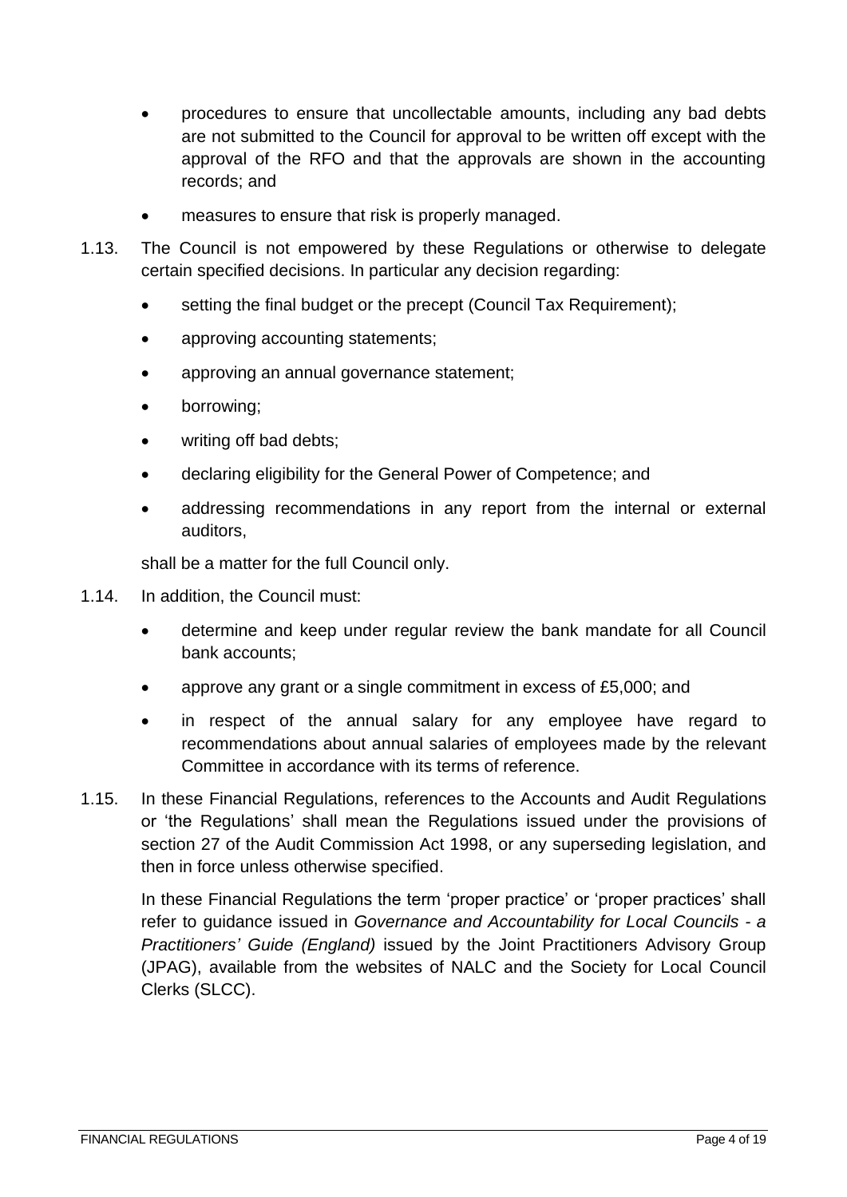- procedures to ensure that uncollectable amounts, including any bad debts are not submitted to the Council for approval to be written off except with the approval of the RFO and that the approvals are shown in the accounting records; and
- measures to ensure that risk is properly managed.

1.13. The Council is not empowered by these Regulations or otherwise to delegate certain specified decisions. In particular any decision regarding:

- setting the final budget or the precept (Council Tax Requirement);
- approving accounting statements;
- approving an annual governance statement;
- borrowing;
- writing off bad debts;
- declaring eligibility for the General Power of Competence; and
- addressing recommendations in any report from the internal or external auditors,

shall be a matter for the full Council only.

1.14. In addition, the Council must:

- determine and keep under regular review the bank mandate for all Council bank accounts;
- approve any grant or a single commitment in excess of £5,000; and
- in respect of the annual salary for any employee have regard to recommendations about annual salaries of employees made by the relevant Committee in accordance with its terms of reference.

1.15. In these Financial Regulations, references to the Accounts and Audit Regulations or 'the Regulations' shall mean the Regulations issued under the provisions of section 27 of the Audit Commission Act 1998, or any superseding legislation, and then in force unless otherwise specified.

In these Financial Regulations the term 'proper practice' or 'proper practices' shall refer to guidance issued in *Governance and Accountability for Local Councils - a Practitioners' Guide (England)* issued by the Joint Practitioners Advisory Group (JPAG), available from the websites of NALC and the Society for Local Council Clerks (SLCC).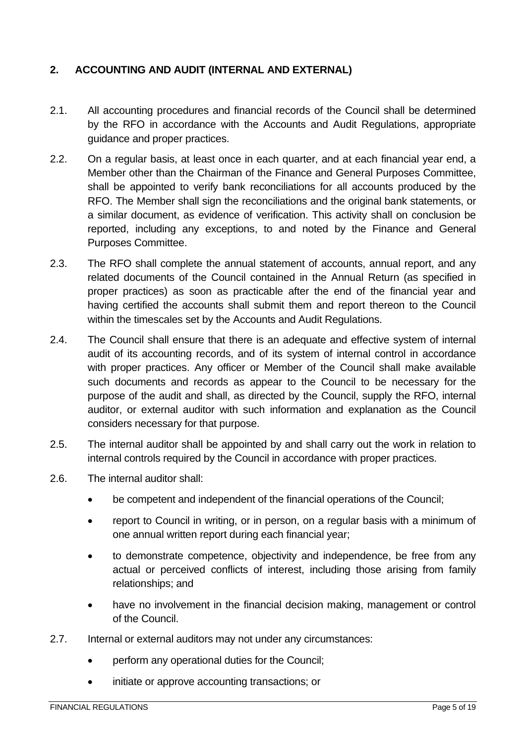## 2. ACCOUNTING AND AUDIT (INTERNAL AND EXTERNAL)

2.1. All accounting procedures and financial records of the Council shall be determined by the RFO in accordance with the Accounts and Audit Regulations, appropriate guidance and proper practices.

2.2. On a regular basis, at least once in each quarter, and at each financial year end, a Member other than the Chairman of the Finance and General Purposes Committee, shall be appointed to verify bank reconciliations for all accounts produced by the RFO. The Member shall sign the reconciliations and the original bank statements, or a similar document, as evidence of verification. This activity shall on conclusion be reported, including any exceptions, to and noted by the Finance and General Purposes Committee.

2.3. The RFO shall complete the annual statement of accounts, annual report, and any related documents of the Council contained in the Annual Return (as specified in proper practices) as soon as practicable after the end of the financial year and having certified the accounts shall submit them and report thereon to the Council within the timescales set by the Accounts and Audit Regulations.

2.4. The Council shall ensure that there is an adequate and effective system of internal audit of its accounting records, and of its system of internal control in accordance with proper practices. Any officer or Member of the Council shall make available such documents and records as appear to the Council to be necessary for the purpose of the audit and shall, as directed by the Council, supply the RFO, internal auditor, or external auditor with such information and explanation as the Council considers necessary for that purpose.

2.5. The internal auditor shall be appointed by and shall carry out the work in relation to internal controls required by the Council in accordance with proper practices.

2.6. The internal auditor shall:

- be competent and independent of the financial operations of the Council;
- report to Council in writing, or in person, on a regular basis with a minimum of one annual written report during each financial year;
- to demonstrate competence, objectivity and independence, be free from any actual or perceived conflicts of interest, including those arising from family relationships; and
- have no involvement in the financial decision making, management or control of the Council.

2.7. Internal or external auditors may not under any circumstances:

- perform any operational duties for the Council;
- initiate or approve accounting transactions; or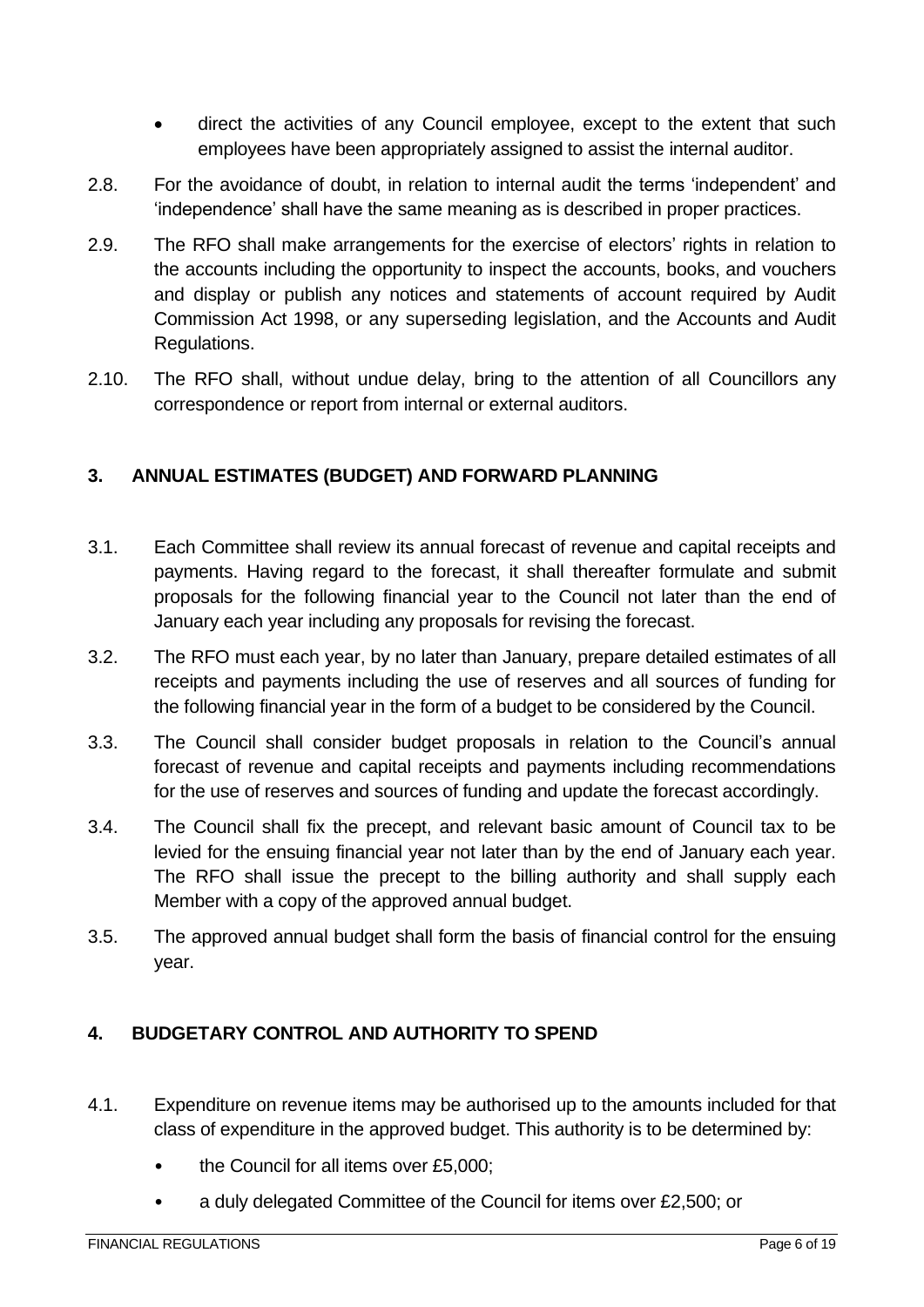- direct the activities of any Council employee, except to the extent that such employees have been appropriately assigned to assist the internal auditor.

2.8. For the avoidance of doubt, in relation to internal audit the terms 'independent' and 'independence' shall have the same meaning as is described in proper practices.

2.9. The RFO shall make arrangements for the exercise of electors' rights in relation to the accounts including the opportunity to inspect the accounts, books, and vouchers and display or publish any notices and statements of account required by Audit Commission Act 1998, or any superseding legislation, and the Accounts and Audit Regulations.

2.10. The RFO shall, without undue delay, bring to the attention of all Councillors any correspondence or report from internal or external auditors.

## 3. ANNUAL ESTIMATES (BUDGET) AND FORWARD PLANNING

3.1. Each Committee shall review its annual forecast of revenue and capital receipts and payments. Having regard to the forecast, it shall thereafter formulate and submit proposals for the following financial year to the Council not later than the end of January each year including any proposals for revising the forecast.

3.2. The RFO must each year, by no later than January, prepare detailed estimates of all receipts and payments including the use of reserves and all sources of funding for the following financial year in the form of a budget to be considered by the Council.

3.3. The Council shall consider budget proposals in relation to the Council's annual forecast of revenue and capital receipts and payments including recommendations for the use of reserves and sources of funding and update the forecast accordingly.

3.4. The Council shall fix the precept, and relevant basic amount of Council tax to be levied for the ensuing financial year not later than by the end of January each year. The RFO shall issue the precept to the billing authority and shall supply each Member with a copy of the approved annual budget.

3.5. The approved annual budget shall form the basis of financial control for the ensuing year.

## 4. BUDGETARY CONTROL AND AUTHORITY TO SPEND

4.1. Expenditure on revenue items may be authorised up to the amounts included for that class of expenditure in the approved budget. This authority is to be determined by:

- the Council for all items over £5,000;
- a duly delegated Committee of the Council for items over £2,500; or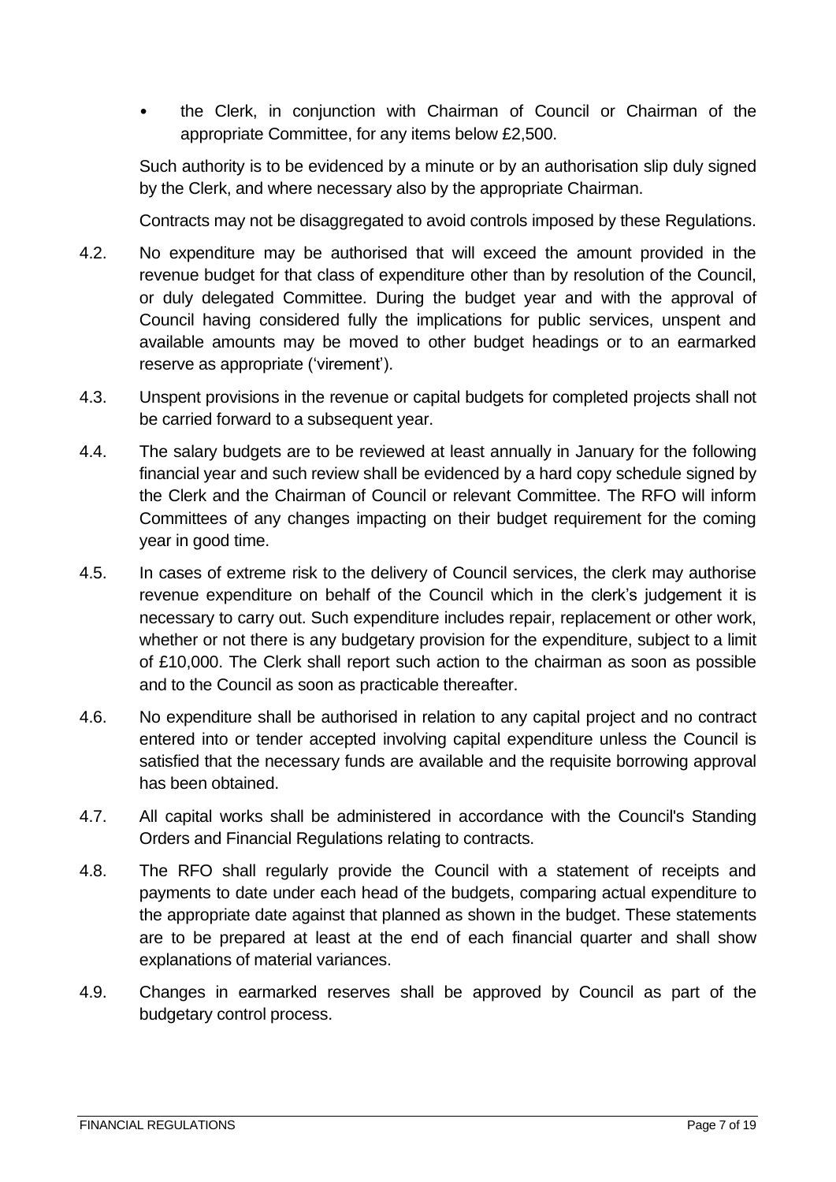- the Clerk, in conjunction with Chairman of Council or Chairman of the appropriate Committee, for any items below £2,500.

Such authority is to be evidenced by a minute or by an authorisation slip duly signed by the Clerk, and where necessary also by the appropriate Chairman.

Contracts may not be disaggregated to avoid controls imposed by these Regulations.

4.2. No expenditure may be authorised that will exceed the amount provided in the revenue budget for that class of expenditure other than by resolution of the Council, or duly delegated Committee. During the budget year and with the approval of Council having considered fully the implications for public services, unspent and available amounts may be moved to other budget headings or to an earmarked reserve as appropriate ('virement').

4.3. Unspent provisions in the revenue or capital budgets for completed projects shall not be carried forward to a subsequent year.

4.4. The salary budgets are to be reviewed at least annually in January for the following financial year and such review shall be evidenced by a hard copy schedule signed by the Clerk and the Chairman of Council or relevant Committee. The RFO will inform Committees of any changes impacting on their budget requirement for the coming year in good time.

4.5. In cases of extreme risk to the delivery of Council services, the clerk may authorise revenue expenditure on behalf of the Council which in the clerk's judgement it is necessary to carry out. Such expenditure includes repair, replacement or other work, whether or not there is any budgetary provision for the expenditure, subject to a limit of £10,000. The Clerk shall report such action to the chairman as soon as possible and to the Council as soon as practicable thereafter.

4.6. No expenditure shall be authorised in relation to any capital project and no contract entered into or tender accepted involving capital expenditure unless the Council is satisfied that the necessary funds are available and the requisite borrowing approval has been obtained.

4.7. All capital works shall be administered in accordance with the Council's Standing Orders and Financial Regulations relating to contracts.

4.8. The RFO shall regularly provide the Council with a statement of receipts and payments to date under each head of the budgets, comparing actual expenditure to the appropriate date against that planned as shown in the budget. These statements are to be prepared at least at the end of each financial quarter and shall show explanations of material variances.

4.9. Changes in earmarked reserves shall be approved by Council as part of the budgetary control process.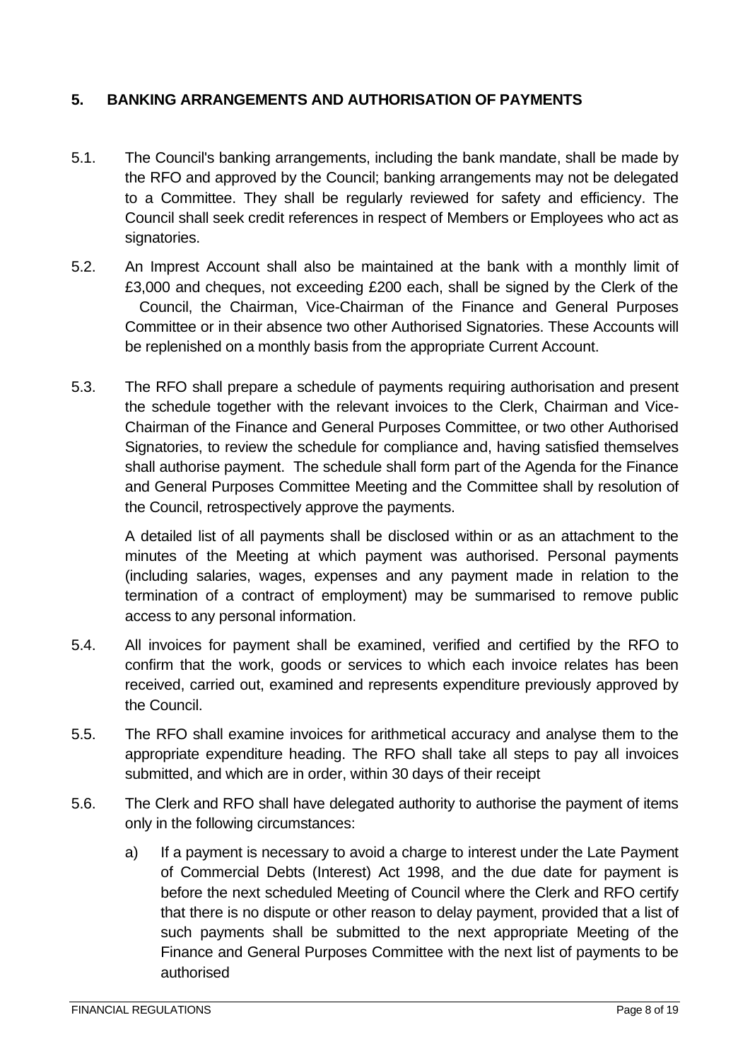## 5. BANKING ARRANGEMENTS AND AUTHORISATION OF PAYMENTS

5.1. The Council's banking arrangements, including the bank mandate, shall be made by the RFO and approved by the Council; banking arrangements may not be delegated to a Committee. They shall be regularly reviewed for safety and efficiency. The Council shall seek credit references in respect of Members or Employees who act as signatories.

5.2. An Imprest Account shall also be maintained at the bank with a monthly limit of £3,000 and cheques, not exceeding £200 each, shall be signed by the Clerk of the Council, the Chairman, Vice-Chairman of the Finance and General Purposes Committee or in their absence two other Authorised Signatories. These Accounts will be replenished on a monthly basis from the appropriate Current Account.

5.3. The RFO shall prepare a schedule of payments requiring authorisation and present the schedule together with the relevant invoices to the Clerk, Chairman and Vice-Chairman of the Finance and General Purposes Committee, or two other Authorised Signatories, to review the schedule for compliance and, having satisfied themselves shall authorise payment. The schedule shall form part of the Agenda for the Finance and General Purposes Committee Meeting and the Committee shall by resolution of the Council, retrospectively approve the payments.

A detailed list of all payments shall be disclosed within or as an attachment to the minutes of the Meeting at which payment was authorised. Personal payments (including salaries, wages, expenses and any payment made in relation to the termination of a contract of employment) may be summarised to remove public access to any personal information.

5.4. All invoices for payment shall be examined, verified and certified by the RFO to confirm that the work, goods or services to which each invoice relates has been received, carried out, examined and represents expenditure previously approved by the Council.

5.5. The RFO shall examine invoices for arithmetical accuracy and analyse them to the appropriate expenditure heading. The RFO shall take all steps to pay all invoices submitted, and which are in order, within 30 days of their receipt

5.6. The Clerk and RFO shall have delegated authority to authorise the payment of items only in the following circumstances:

a) If a payment is necessary to avoid a charge to interest under the Late Payment of Commercial Debts (Interest) Act 1998, and the due date for payment is before the next scheduled Meeting of Council where the Clerk and RFO certify that there is no dispute or other reason to delay payment, provided that a list of such payments shall be submitted to the next appropriate Meeting of the Finance and General Purposes Committee with the next list of payments to be authorised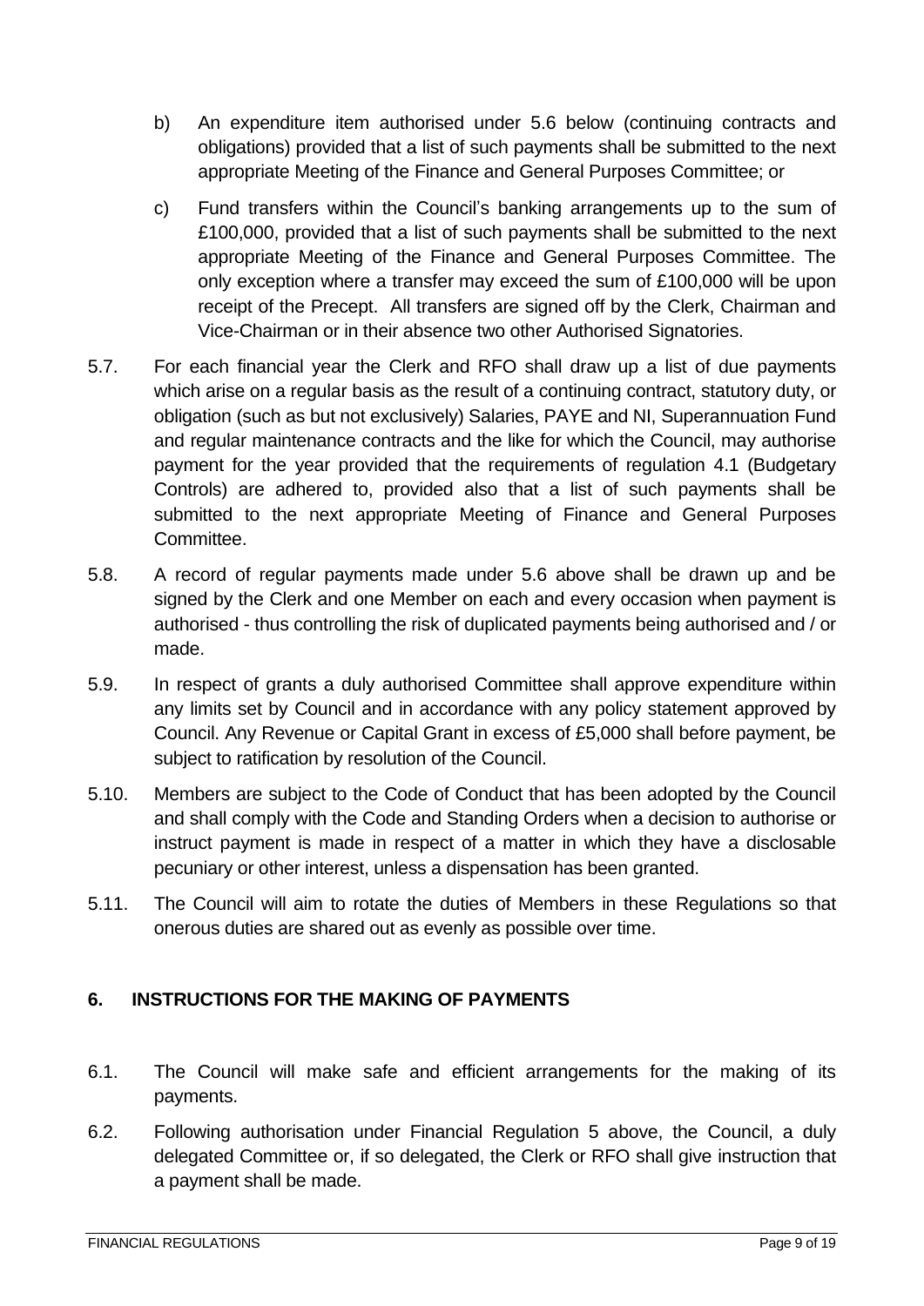b) An expenditure item authorised under 5.6 below (continuing contracts and obligations) provided that a list of such payments shall be submitted to the next appropriate Meeting of the Finance and General Purposes Committee; or

c) Fund transfers within the Council's banking arrangements up to the sum of £100,000, provided that a list of such payments shall be submitted to the next appropriate Meeting of the Finance and General Purposes Committee. The only exception where a transfer may exceed the sum of £100,000 will be upon receipt of the Precept. All transfers are signed off by the Clerk, Chairman and Vice-Chairman or in their absence two other Authorised Signatories.

5.7. For each financial year the Clerk and RFO shall draw up a list of due payments which arise on a regular basis as the result of a continuing contract, statutory duty, or obligation (such as but not exclusively) Salaries, PAYE and NI, Superannuation Fund and regular maintenance contracts and the like for which the Council, may authorise payment for the year provided that the requirements of regulation 4.1 (Budgetary Controls) are adhered to, provided also that a list of such payments shall be submitted to the next appropriate Meeting of Finance and General Purposes Committee.

5.8. A record of regular payments made under 5.6 above shall be drawn up and be signed by the Clerk and one Member on each and every occasion when payment is authorised - thus controlling the risk of duplicated payments being authorised and / or made.

5.9. In respect of grants a duly authorised Committee shall approve expenditure within any limits set by Council and in accordance with any policy statement approved by Council. Any Revenue or Capital Grant in excess of £5,000 shall before payment, be subject to ratification by resolution of the Council.

5.10. Members are subject to the Code of Conduct that has been adopted by the Council and shall comply with the Code and Standing Orders when a decision to authorise or instruct payment is made in respect of a matter in which they have a disclosable pecuniary or other interest, unless a dispensation has been granted.

5.11. The Council will aim to rotate the duties of Members in these Regulations so that onerous duties are shared out as evenly as possible over time.

## 6. INSTRUCTIONS FOR THE MAKING OF PAYMENTS

6.1. The Council will make safe and efficient arrangements for the making of its payments.

6.2. Following authorisation under Financial Regulation 5 above, the Council, a duly delegated Committee or, if so delegated, the Clerk or RFO shall give instruction that a payment shall be made.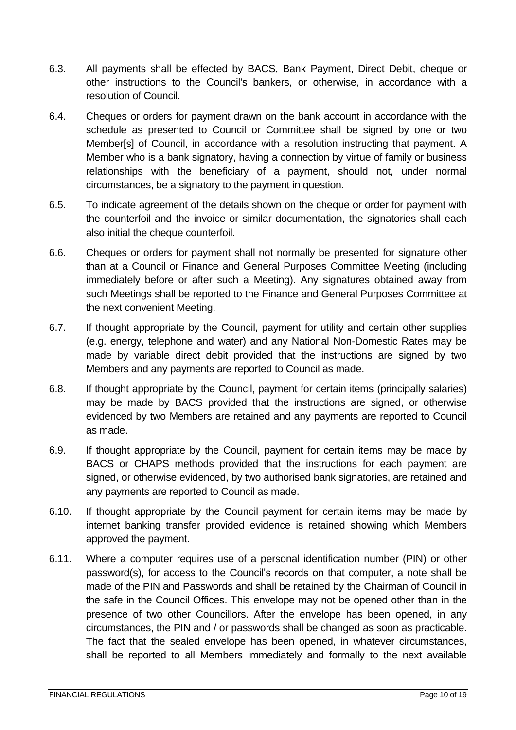6.3. All payments shall be effected by BACS, Bank Payment, Direct Debit, cheque or other instructions to the Council's bankers, or otherwise, in accordance with a resolution of Council.

6.4. Cheques or orders for payment drawn on the bank account in accordance with the schedule as presented to Council or Committee shall be signed by one or two Member[s] of Council, in accordance with a resolution instructing that payment. A Member who is a bank signatory, having a connection by virtue of family or business relationships with the beneficiary of a payment, should not, under normal circumstances, be a signatory to the payment in question.

6.5. To indicate agreement of the details shown on the cheque or order for payment with the counterfoil and the invoice or similar documentation, the signatories shall each also initial the cheque counterfoil.

6.6. Cheques or orders for payment shall not normally be presented for signature other than at a Council or Finance and General Purposes Committee Meeting (including immediately before or after such a Meeting). Any signatures obtained away from such Meetings shall be reported to the Finance and General Purposes Committee at the next convenient Meeting.

6.7. If thought appropriate by the Council, payment for utility and certain other supplies (e.g. energy, telephone and water) and any National Non-Domestic Rates may be made by variable direct debit provided that the instructions are signed by two Members and any payments are reported to Council as made.

6.8. If thought appropriate by the Council, payment for certain items (principally salaries) may be made by BACS provided that the instructions are signed, or otherwise evidenced by two Members are retained and any payments are reported to Council as made.

6.9. If thought appropriate by the Council, payment for certain items may be made by BACS or CHAPS methods provided that the instructions for each payment are signed, or otherwise evidenced, by two authorised bank signatories, are retained and any payments are reported to Council as made.

6.10. If thought appropriate by the Council payment for certain items may be made by internet banking transfer provided evidence is retained showing which Members approved the payment.

6.11. Where a computer requires use of a personal identification number (PIN) or other password(s), for access to the Council's records on that computer, a note shall be made of the PIN and Passwords and shall be retained by the Chairman of Council in the safe in the Council Offices. This envelope may not be opened other than in the presence of two other Councillors. After the envelope has been opened, in any circumstances, the PIN and / or passwords shall be changed as soon as practicable. The fact that the sealed envelope has been opened, in whatever circumstances, shall be reported to all Members immediately and formally to the next available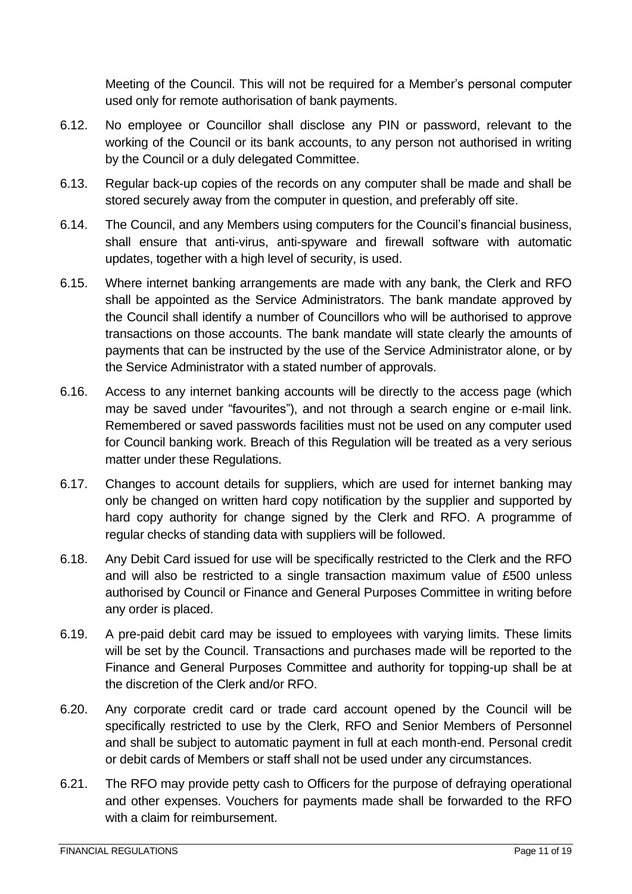Meeting of the Council. This will not be required for a Member's personal computer used only for remote authorisation of bank payments.

6.12. No employee or Councillor shall disclose any PIN or password, relevant to the working of the Council or its bank accounts, to any person not authorised in writing by the Council or a duly delegated Committee.

6.13. Regular back-up copies of the records on any computer shall be made and shall be stored securely away from the computer in question, and preferably off site.

6.14. The Council, and any Members using computers for the Council's financial business, shall ensure that anti-virus, anti-spyware and firewall software with automatic updates, together with a high level of security, is used.

6.15. Where internet banking arrangements are made with any bank, the Clerk and RFO shall be appointed as the Service Administrators. The bank mandate approved by the Council shall identify a number of Councillors who will be authorised to approve transactions on those accounts. The bank mandate will state clearly the amounts of payments that can be instructed by the use of the Service Administrator alone, or by the Service Administrator with a stated number of approvals.

6.16. Access to any internet banking accounts will be directly to the access page (which may be saved under "favourites"), and not through a search engine or e-mail link. Remembered or saved passwords facilities must not be used on any computer used for Council banking work. Breach of this Regulation will be treated as a very serious matter under these Regulations.

6.17. Changes to account details for suppliers, which are used for internet banking may only be changed on written hard copy notification by the supplier and supported by hard copy authority for change signed by the Clerk and RFO. A programme of regular checks of standing data with suppliers will be followed.

6.18. Any Debit Card issued for use will be specifically restricted to the Clerk and the RFO and will also be restricted to a single transaction maximum value of £500 unless authorised by Council or Finance and General Purposes Committee in writing before any order is placed.

6.19. A pre-paid debit card may be issued to employees with varying limits. These limits will be set by the Council. Transactions and purchases made will be reported to the Finance and General Purposes Committee and authority for topping-up shall be at the discretion of the Clerk and/or RFO.

6.20. Any corporate credit card or trade card account opened by the Council will be specifically restricted to use by the Clerk, RFO and Senior Members of Personnel and shall be subject to automatic payment in full at each month-end. Personal credit or debit cards of Members or staff shall not be used under any circumstances.

6.21. The RFO may provide petty cash to Officers for the purpose of defraying operational and other expenses. Vouchers for payments made shall be forwarded to the RFO with a claim for reimbursement.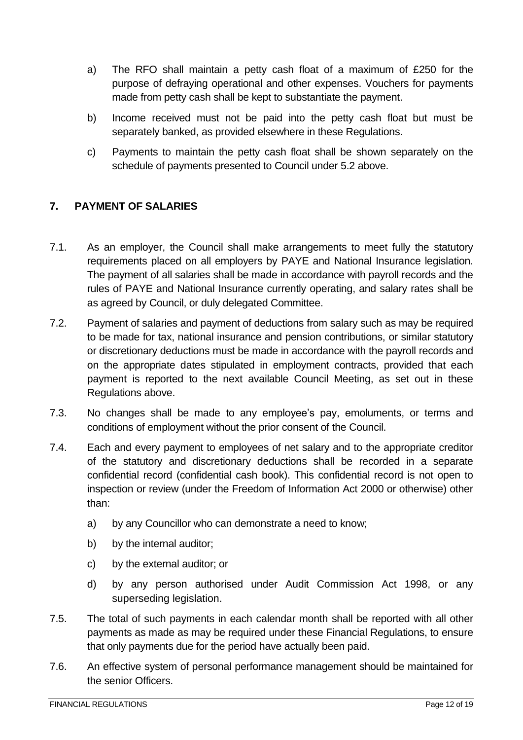a) The RFO shall maintain a petty cash float of a maximum of £250 for the purpose of defraying operational and other expenses. Vouchers for payments made from petty cash shall be kept to substantiate the payment.

b) Income received must not be paid into the petty cash float but must be separately banked, as provided elsewhere in these Regulations.

c) Payments to maintain the petty cash float shall be shown separately on the schedule of payments presented to Council under 5.2 above.

## 7. PAYMENT OF SALARIES

7.1. As an employer, the Council shall make arrangements to meet fully the statutory requirements placed on all employers by PAYE and National Insurance legislation. The payment of all salaries shall be made in accordance with payroll records and the rules of PAYE and National Insurance currently operating, and salary rates shall be as agreed by Council, or duly delegated Committee.

7.2. Payment of salaries and payment of deductions from salary such as may be required to be made for tax, national insurance and pension contributions, or similar statutory or discretionary deductions must be made in accordance with the payroll records and on the appropriate dates stipulated in employment contracts, provided that each payment is reported to the next available Council Meeting, as set out in these Regulations above.

7.3. No changes shall be made to any employee's pay, emoluments, or terms and conditions of employment without the prior consent of the Council.

7.4. Each and every payment to employees of net salary and to the appropriate creditor of the statutory and discretionary deductions shall be recorded in a separate confidential record (confidential cash book). This confidential record is not open to inspection or review (under the Freedom of Information Act 2000 or otherwise) other than:

a) by any Councillor who can demonstrate a need to know;

b) by the internal auditor;

c) by the external auditor; or

d) by any person authorised under Audit Commission Act 1998, or any superseding legislation.

7.5. The total of such payments in each calendar month shall be reported with all other payments as made as may be required under these Financial Regulations, to ensure that only payments due for the period have actually been paid.

7.6. An effective system of personal performance management should be maintained for the senior Officers.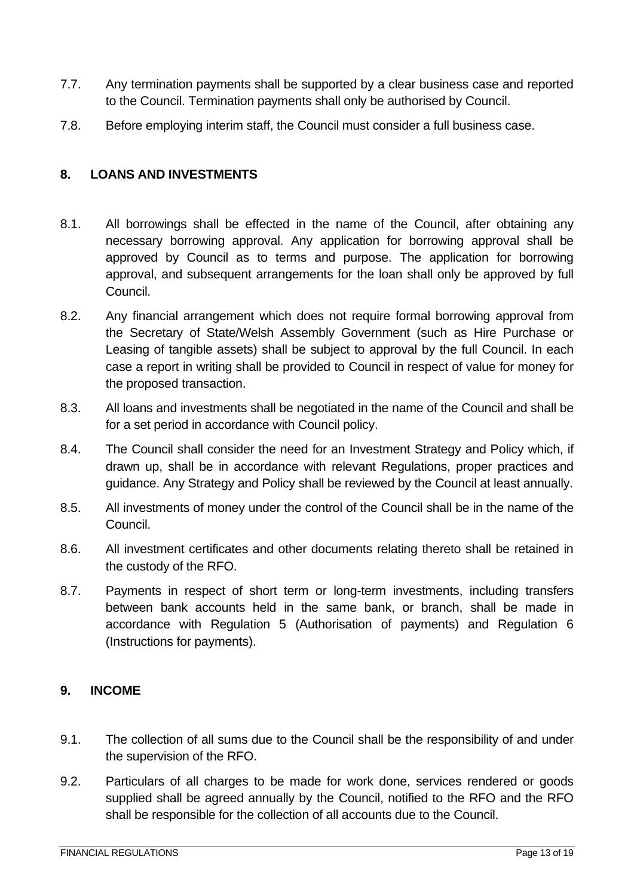7.7. Any termination payments shall be supported by a clear business case and reported to the Council. Termination payments shall only be authorised by Council.

7.8. Before employing interim staff, the Council must consider a full business case.

## 8. LOANS AND INVESTMENTS

8.1. All borrowings shall be effected in the name of the Council, after obtaining any necessary borrowing approval. Any application for borrowing approval shall be approved by Council as to terms and purpose. The application for borrowing approval, and subsequent arrangements for the loan shall only be approved by full Council.

8.2. Any financial arrangement which does not require formal borrowing approval from the Secretary of State/Welsh Assembly Government (such as Hire Purchase or Leasing of tangible assets) shall be subject to approval by the full Council. In each case a report in writing shall be provided to Council in respect of value for money for the proposed transaction.

8.3. All loans and investments shall be negotiated in the name of the Council and shall be for a set period in accordance with Council policy.

8.4. The Council shall consider the need for an Investment Strategy and Policy which, if drawn up, shall be in accordance with relevant Regulations, proper practices and guidance. Any Strategy and Policy shall be reviewed by the Council at least annually.

8.5. All investments of money under the control of the Council shall be in the name of the Council.

8.6. All investment certificates and other documents relating thereto shall be retained in the custody of the RFO.

8.7. Payments in respect of short term or long-term investments, including transfers between bank accounts held in the same bank, or branch, shall be made in accordance with Regulation 5 (Authorisation of payments) and Regulation 6 (Instructions for payments).

## 9. INCOME

9.1. The collection of all sums due to the Council shall be the responsibility of and under the supervision of the RFO.

9.2. Particulars of all charges to be made for work done, services rendered or goods supplied shall be agreed annually by the Council, notified to the RFO and the RFO shall be responsible for the collection of all accounts due to the Council.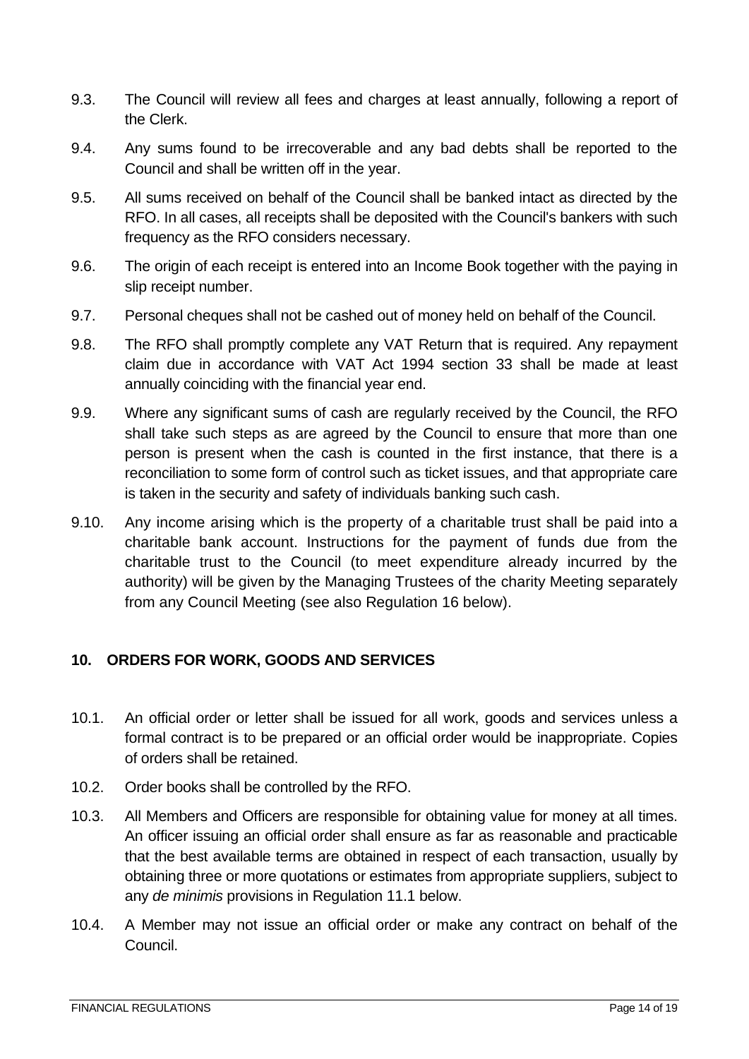9.3. The Council will review all fees and charges at least annually, following a report of the Clerk.

9.4. Any sums found to be irrecoverable and any bad debts shall be reported to the Council and shall be written off in the year.

9.5. All sums received on behalf of the Council shall be banked intact as directed by the RFO. In all cases, all receipts shall be deposited with the Council's bankers with such frequency as the RFO considers necessary.

9.6. The origin of each receipt is entered into an Income Book together with the paying in slip receipt number.

9.7. Personal cheques shall not be cashed out of money held on behalf of the Council.

9.8. The RFO shall promptly complete any VAT Return that is required. Any repayment claim due in accordance with VAT Act 1994 section 33 shall be made at least annually coinciding with the financial year end.

9.9. Where any significant sums of cash are regularly received by the Council, the RFO shall take such steps as are agreed by the Council to ensure that more than one person is present when the cash is counted in the first instance, that there is a reconciliation to some form of control such as ticket issues, and that appropriate care is taken in the security and safety of individuals banking such cash.

9.10. Any income arising which is the property of a charitable trust shall be paid into a charitable bank account. Instructions for the payment of funds due from the charitable trust to the Council (to meet expenditure already incurred by the authority) will be given by the Managing Trustees of the charity Meeting separately from any Council Meeting (see also Regulation 16 below).

## 10. ORDERS FOR WORK, GOODS AND SERVICES

10.1. An official order or letter shall be issued for all work, goods and services unless a formal contract is to be prepared or an official order would be inappropriate. Copies of orders shall be retained.

10.2. Order books shall be controlled by the RFO.

10.3. All Members and Officers are responsible for obtaining value for money at all times. An officer issuing an official order shall ensure as far as reasonable and practicable that the best available terms are obtained in respect of each transaction, usually by obtaining three or more quotations or estimates from appropriate suppliers, subject to any *de minimis* provisions in Regulation 11.1 below.

10.4. A Member may not issue an official order or make any contract on behalf of the Council.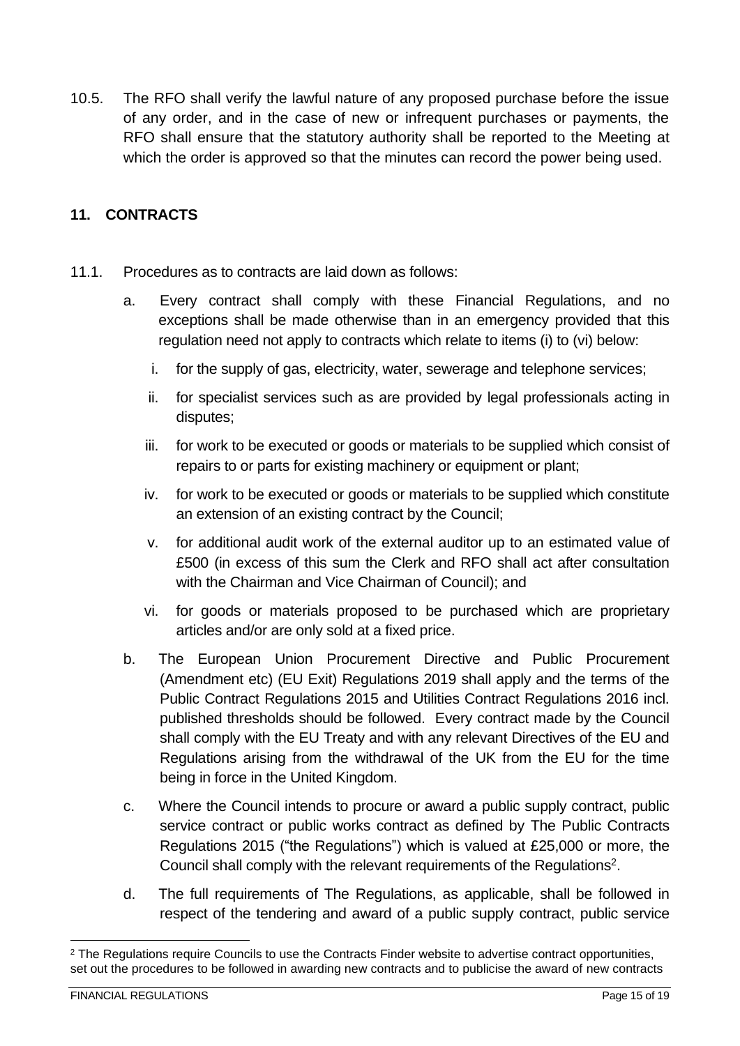10.5. The RFO shall verify the lawful nature of any proposed purchase before the issue of any order, and in the case of new or infrequent purchases or payments, the RFO shall ensure that the statutory authority shall be reported to the Meeting at which the order is approved so that the minutes can record the power being used.

## 11. CONTRACTS

11.1. Procedures as to contracts are laid down as follows:

a. Every contract shall comply with these Financial Regulations, and no exceptions shall be made otherwise than in an emergency provided that this regulation need not apply to contracts which relate to items (i) to (vi) below:

   i. for the supply of gas, electricity, water, sewerage and telephone services;

   ii. for specialist services such as are provided by legal professionals acting in disputes;

   iii. for work to be executed or goods or materials to be supplied which consist of repairs to or parts for existing machinery or equipment or plant;

   iv. for work to be executed or goods or materials to be supplied which constitute an extension of an existing contract by the Council;

   v. for additional audit work of the external auditor up to an estimated value of £500 (in excess of this sum the Clerk and RFO shall act after consultation with the Chairman and Vice Chairman of Council); and

   vi. for goods or materials proposed to be purchased which are proprietary articles and/or are only sold at a fixed price.

b. The European Union Procurement Directive and Public Procurement (Amendment etc) (EU Exit) Regulations 2019 shall apply and the terms of the Public Contract Regulations 2015 and Utilities Contract Regulations 2016 incl. published thresholds should be followed. Every contract made by the Council shall comply with the EU Treaty and with any relevant Directives of the EU and Regulations arising from the withdrawal of the UK from the EU for the time being in force in the United Kingdom.

c. Where the Council intends to procure or award a public supply contract, public service contract or public works contract as defined by The Public Contracts Regulations 2015 ("the Regulations") which is valued at £25,000 or more, the Council shall comply with the relevant requirements of the Regulations[2].

d. The full requirements of The Regulations, as applicable, shall be followed in respect of the tendering and award of a public supply contract, public service

[2] The Regulations require Councils to use the Contracts Finder website to advertise contract opportunities, set out the procedures to be followed in awarding new contracts and to publicise the award of new contracts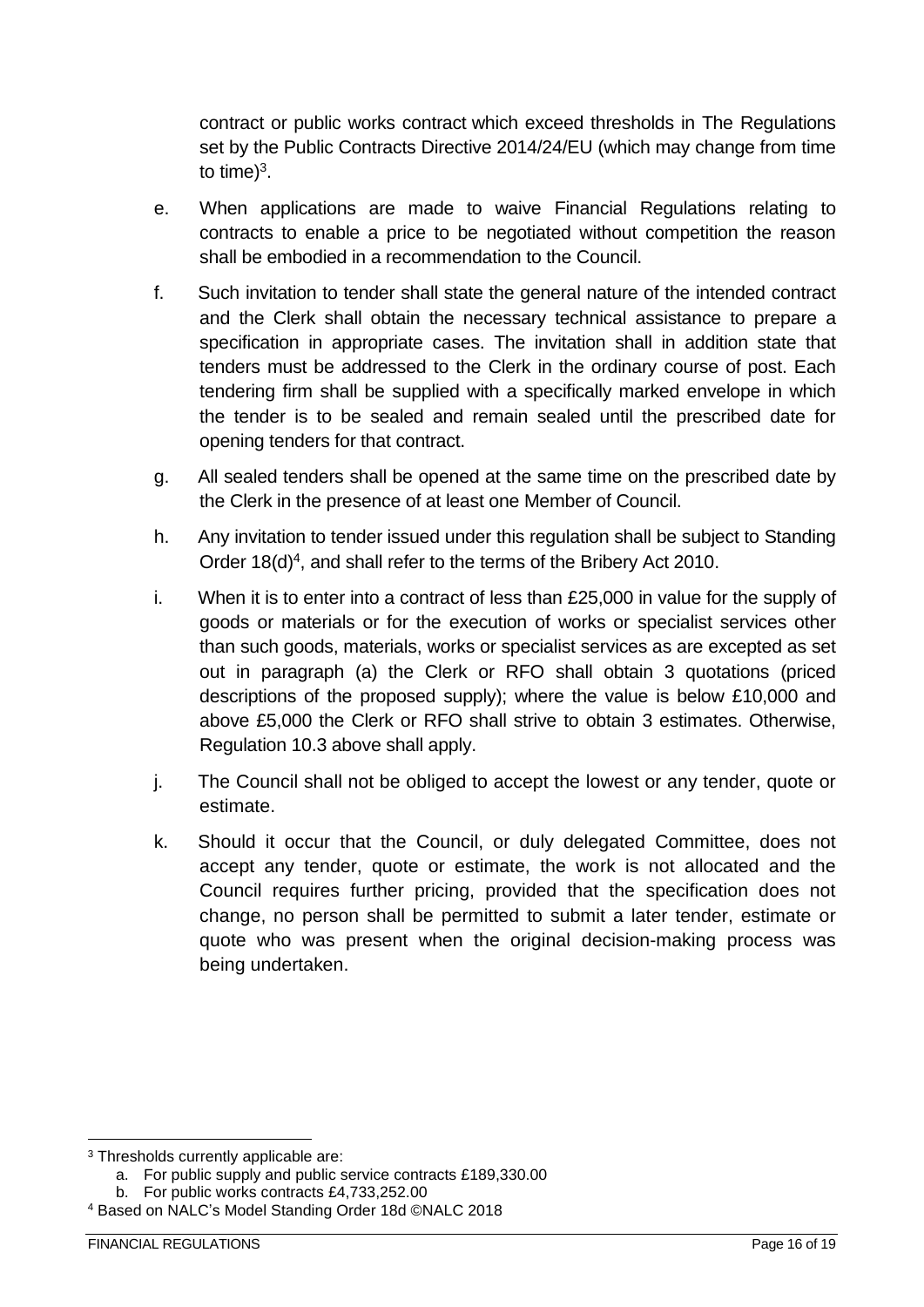contract or public works contract which exceed thresholds in The Regulations set by the Public Contracts Directive 2014/24/EU (which may change from time to time)[3].

e. When applications are made to waive Financial Regulations relating to contracts to enable a price to be negotiated without competition the reason shall be embodied in a recommendation to the Council.

f. Such invitation to tender shall state the general nature of the intended contract and the Clerk shall obtain the necessary technical assistance to prepare a specification in appropriate cases. The invitation shall in addition state that tenders must be addressed to the Clerk in the ordinary course of post. Each tendering firm shall be supplied with a specifically marked envelope in which the tender is to be sealed and remain sealed until the prescribed date for opening tenders for that contract.

g. All sealed tenders shall be opened at the same time on the prescribed date by the Clerk in the presence of at least one Member of Council.

h. Any invitation to tender issued under this regulation shall be subject to Standing Order 18(d)[4], and shall refer to the terms of the Bribery Act 2010.

i. When it is to enter into a contract of less than £25,000 in value for the supply of goods or materials or for the execution of works or specialist services other than such goods, materials, works or specialist services as are excepted as set out in paragraph (a) the Clerk or RFO shall obtain 3 quotations (priced descriptions of the proposed supply); where the value is below £10,000 and above £5,000 the Clerk or RFO shall strive to obtain 3 estimates. Otherwise, Regulation 10.3 above shall apply.

j. The Council shall not be obliged to accept the lowest or any tender, quote or estimate.

k. Should it occur that the Council, or duly delegated Committee, does not accept any tender, quote or estimate, the work is not allocated and the Council requires further pricing, provided that the specification does not change, no person shall be permitted to submit a later tender, estimate or quote who was present when the original decision-making process was being undertaken.

---

[3] Thresholds currently applicable are:

a. For public supply and public service contracts £189,330.00
b. For public works contracts £4,733,252.00

[4] Based on NALC's Model Standing Order 18d ©NALC 2018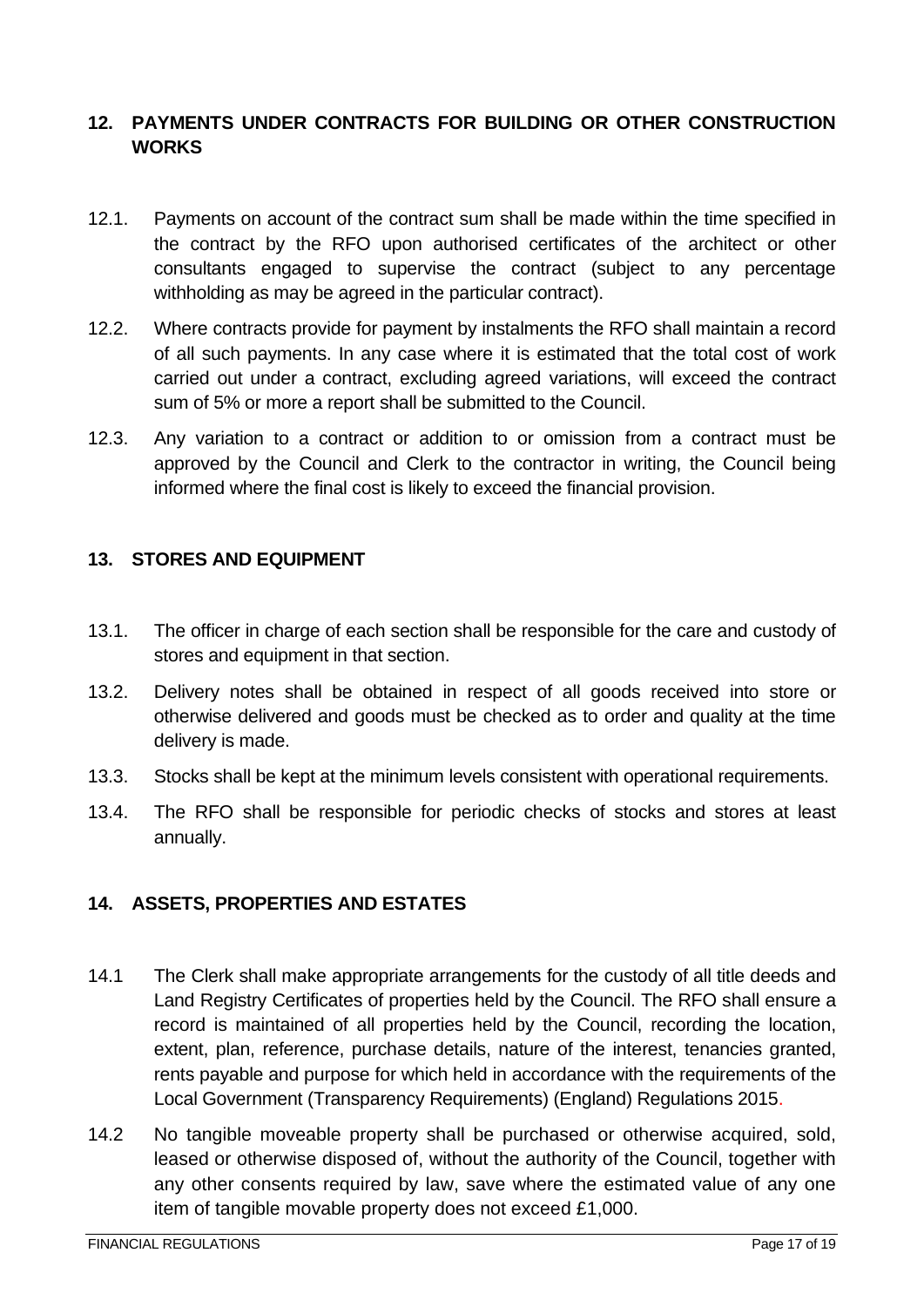## 12. PAYMENTS UNDER CONTRACTS FOR BUILDING OR OTHER CONSTRUCTION WORKS

12.1. Payments on account of the contract sum shall be made within the time specified in the contract by the RFO upon authorised certificates of the architect or other consultants engaged to supervise the contract (subject to any percentage withholding as may be agreed in the particular contract).

12.2. Where contracts provide for payment by instalments the RFO shall maintain a record of all such payments. In any case where it is estimated that the total cost of work carried out under a contract, excluding agreed variations, will exceed the contract sum of 5% or more a report shall be submitted to the Council.

12.3. Any variation to a contract or addition to or omission from a contract must be approved by the Council and Clerk to the contractor in writing, the Council being informed where the final cost is likely to exceed the financial provision.

## 13. STORES AND EQUIPMENT

13.1. The officer in charge of each section shall be responsible for the care and custody of stores and equipment in that section.

13.2. Delivery notes shall be obtained in respect of all goods received into store or otherwise delivered and goods must be checked as to order and quality at the time delivery is made.

13.3. Stocks shall be kept at the minimum levels consistent with operational requirements.

13.4. The RFO shall be responsible for periodic checks of stocks and stores at least annually.

## 14. ASSETS, PROPERTIES AND ESTATES

14.1 The Clerk shall make appropriate arrangements for the custody of all title deeds and Land Registry Certificates of properties held by the Council. The RFO shall ensure a record is maintained of all properties held by the Council, recording the location, extent, plan, reference, purchase details, nature of the interest, tenancies granted, rents payable and purpose for which held in accordance with the requirements of the Local Government (Transparency Requirements) (England) Regulations 2015.

14.2 No tangible moveable property shall be purchased or otherwise acquired, sold, leased or otherwise disposed of, without the authority of the Council, together with any other consents required by law, save where the estimated value of any one item of tangible movable property does not exceed £1,000.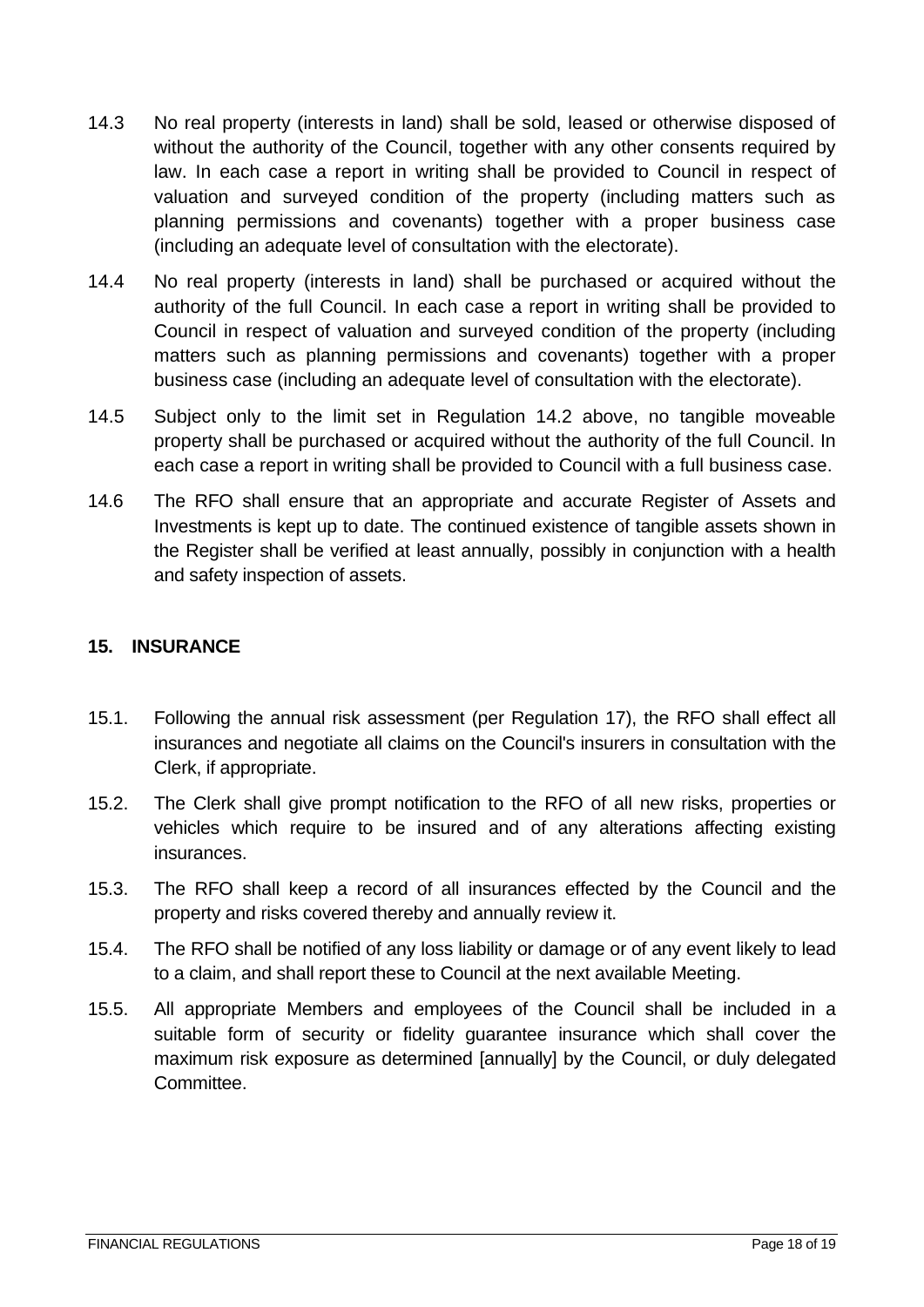14.3 No real property (interests in land) shall be sold, leased or otherwise disposed of without the authority of the Council, together with any other consents required by law. In each case a report in writing shall be provided to Council in respect of valuation and surveyed condition of the property (including matters such as planning permissions and covenants) together with a proper business case (including an adequate level of consultation with the electorate).

14.4 No real property (interests in land) shall be purchased or acquired without the authority of the full Council. In each case a report in writing shall be provided to Council in respect of valuation and surveyed condition of the property (including matters such as planning permissions and covenants) together with a proper business case (including an adequate level of consultation with the electorate).

14.5 Subject only to the limit set in Regulation 14.2 above, no tangible moveable property shall be purchased or acquired without the authority of the full Council. In each case a report in writing shall be provided to Council with a full business case.

14.6 The RFO shall ensure that an appropriate and accurate Register of Assets and Investments is kept up to date. The continued existence of tangible assets shown in the Register shall be verified at least annually, possibly in conjunction with a health and safety inspection of assets.

## 15. INSURANCE

15.1. Following the annual risk assessment (per Regulation 17), the RFO shall effect all insurances and negotiate all claims on the Council's insurers in consultation with the Clerk, if appropriate.

15.2. The Clerk shall give prompt notification to the RFO of all new risks, properties or vehicles which require to be insured and of any alterations affecting existing insurances.

15.3. The RFO shall keep a record of all insurances effected by the Council and the property and risks covered thereby and annually review it.

15.4. The RFO shall be notified of any loss liability or damage or of any event likely to lead to a claim, and shall report these to Council at the next available Meeting.

15.5. All appropriate Members and employees of the Council shall be included in a suitable form of security or fidelity guarantee insurance which shall cover the maximum risk exposure as determined [annually] by the Council, or duly delegated Committee.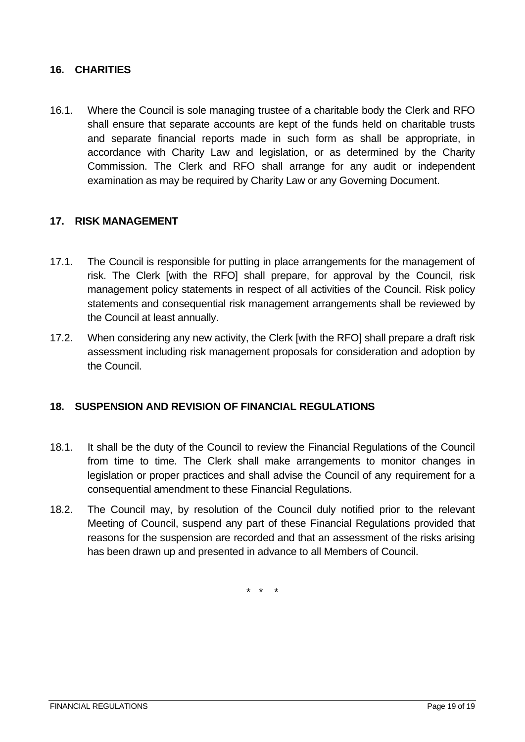## 16. CHARITIES

16.1. Where the Council is sole managing trustee of a charitable body the Clerk and RFO shall ensure that separate accounts are kept of the funds held on charitable trusts and separate financial reports made in such form as shall be appropriate, in accordance with Charity Law and legislation, or as determined by the Charity Commission. The Clerk and RFO shall arrange for any audit or independent examination as may be required by Charity Law or any Governing Document.

## 17. RISK MANAGEMENT

17.1. The Council is responsible for putting in place arrangements for the management of risk. The Clerk [with the RFO] shall prepare, for approval by the Council, risk management policy statements in respect of all activities of the Council. Risk policy statements and consequential risk management arrangements shall be reviewed by the Council at least annually.

17.2. When considering any new activity, the Clerk [with the RFO] shall prepare a draft risk assessment including risk management proposals for consideration and adoption by the Council.

## 18. SUSPENSION AND REVISION OF FINANCIAL REGULATIONS

18.1. It shall be the duty of the Council to review the Financial Regulations of the Council from time to time. The Clerk shall make arrangements to monitor changes in legislation or proper practices and shall advise the Council of any requirement for a consequential amendment to these Financial Regulations.

18.2. The Council may, by resolution of the Council duly notified prior to the relevant Meeting of Council, suspend any part of these Financial Regulations provided that reasons for the suspension are recorded and that an assessment of the risks arising has been drawn up and presented in advance to all Members of Council.

\* \* \*